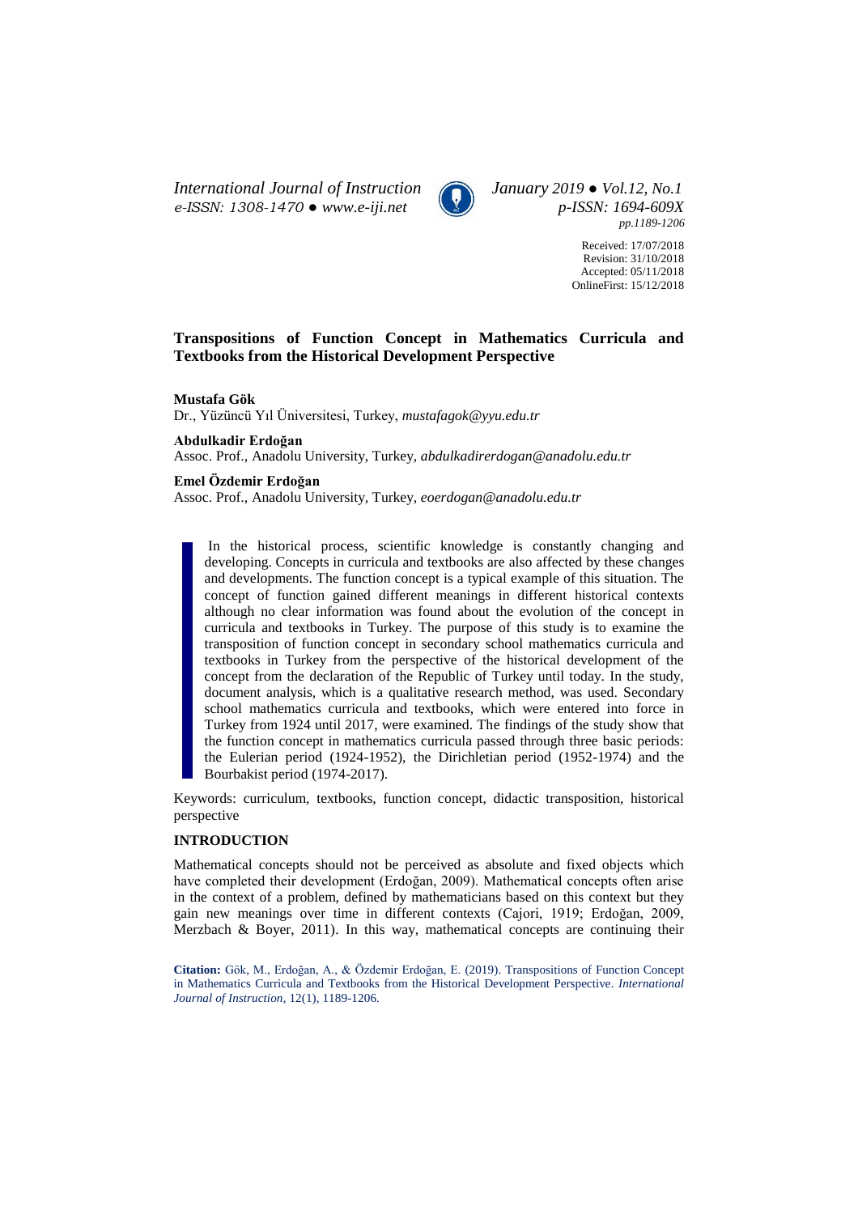# Transpositions of Function Concept in Mathematics Curricula and Textbooks from the Historical Development Perspective

Received: 17/07/2018
Revision: 31/10/2018
Accepted: 05/11/2018
OnlineFirst: 15/12/2018

**Mustafa Gök**
Dr., Yüzüncü Yıl Üniversitesi, Turkey, *mustafagok@yyu.edu.tr*

**Abdulkadir Erdoğan**
Assoc. Prof., Anadolu University, Turkey, *abdulkadirerdogan@anadolu.edu.tr*

**Emel Özdemir Erdoğan**
Assoc. Prof., Anadolu University, Turkey, *eoerdogan@anadolu.edu.tr*

In the historical process, scientific knowledge is constantly changing and developing. Concepts in curricula and textbooks are also affected by these changes and developments. The function concept is a typical example of this situation. The concept of function gained different meanings in different historical contexts although no clear information was found about the evolution of the concept in curricula and textbooks in Turkey. The purpose of this study is to examine the transposition of function concept in secondary school mathematics curricula and textbooks in Turkey from the perspective of the historical development of the concept from the declaration of the Republic of Turkey until today. In the study, document analysis, which is a qualitative research method, was used. Secondary school mathematics curricula and textbooks, which were entered into force in Turkey from 1924 until 2017, were examined. The findings of the study show that the function concept in mathematics curricula passed through three basic periods: the Eulerian period (1924-1952), the Dirichletian period (1952-1974) and the Bourbakist period (1974-2017).

Keywords: curriculum, textbooks, function concept, didactic transposition, historical perspective

## INTRODUCTION

Mathematical concepts should not be perceived as absolute and fixed objects which have completed their development (Erdoğan, 2009). Mathematical concepts often arise in the context of a problem, defined by mathematicians based on this context but they gain new meanings over time in different contexts (Cajori, 1919; Erdoğan, 2009, Merzbach & Boyer, 2011). In this way, mathematical concepts are continuing their

**Citation:** Gök, M., Erdoğan, A., & Özdemir Erdoğan, E. (2019). Transpositions of Function Concept in Mathematics Curricula and Textbooks from the Historical Development Perspective. *International Journal of Instruction*, 12(1), 1189-1206.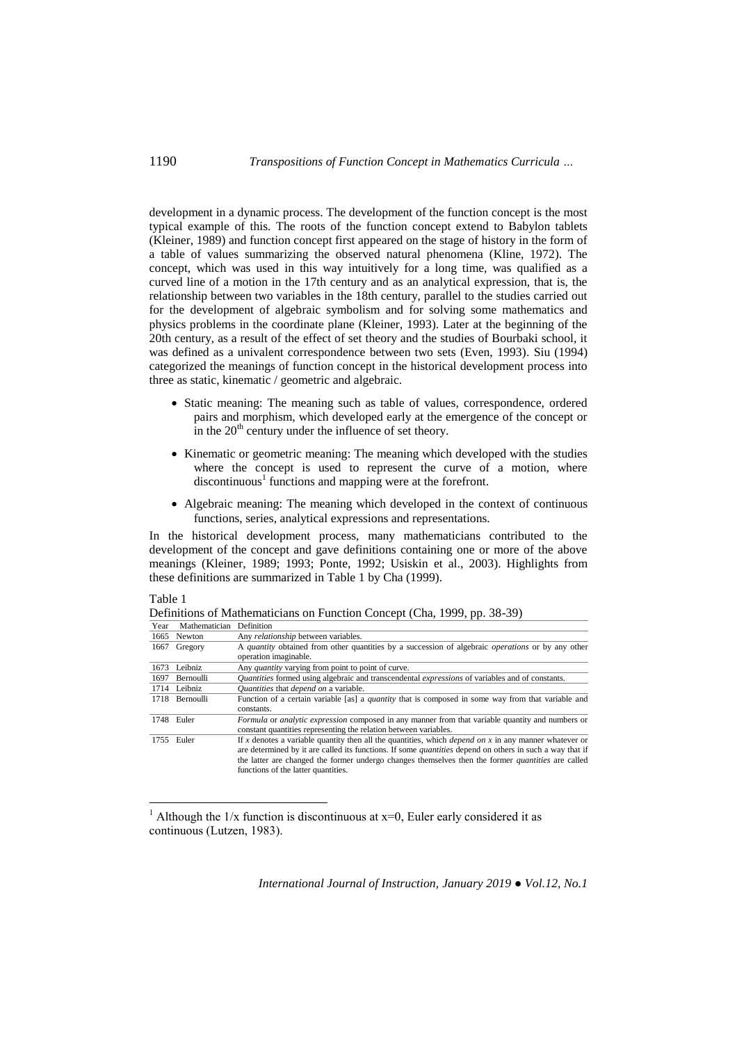development in a dynamic process. The development of the function concept is the most typical example of this. The roots of the function concept extend to Babylon tablets (Kleiner, 1989) and function concept first appeared on the stage of history in the form of a table of values summarizing the observed natural phenomena (Kline, 1972). The concept, which was used in this way intuitively for a long time, was qualified as a curved line of a motion in the 17th century and as an analytical expression, that is, the relationship between two variables in the 18th century, parallel to the studies carried out for the development of algebraic symbolism and for solving some mathematics and physics problems in the coordinate plane (Kleiner, 1993). Later at the beginning of the 20th century, as a result of the effect of set theory and the studies of Bourbaki school, it was defined as a univalent correspondence between two sets (Even, 1993). Siu (1994) categorized the meanings of function concept in the historical development process into three as static, kinematic / geometric and algebraic.

- Static meaning: The meaning such as table of values, correspondence, ordered pairs and morphism, which developed early at the emergence of the concept or in the 20th century under the influence of set theory.
- Kinematic or geometric meaning: The meaning which developed with the studies where the concept is used to represent the curve of a motion, where discontinuous[1] functions and mapping were at the forefront.
- Algebraic meaning: The meaning which developed in the context of continuous functions, series, analytical expressions and representations.

In the historical development process, many mathematicians contributed to the development of the concept and gave definitions containing one or more of the above meanings (Kleiner, 1989; 1993; Ponte, 1992; Usiskin et al., 2003). Highlights from these definitions are summarized in Table 1 by Cha (1999).

Table 1
Definitions of Mathematicians on Function Concept (Cha, 1999, pp. 38-39)

| Year | Mathematician | Definition |
|---|---|---|
| 1665 | Newton | Any *relationship* between variables. |
| 1667 | Gregory | A *quantity* obtained from other quantities by a succession of algebraic *operations* or by any other operation imaginable. |
| 1673 | Leibniz | Any *quantity* varying from point to point of curve. |
| 1697 | Bernoulli | *Quantities* formed using algebraic and transcendental *expressions* of variables and of constants. |
| 1714 | Leibniz | *Quantities* that *depend on* a variable. |
| 1718 | Bernoulli | Function of a certain variable [as] a *quantity* that is composed in some way from that variable and constants. |
| 1748 | Euler | *Formula* or *analytic expression* composed in any manner from that variable quantity and numbers or constant quantities representing the relation between variables. |
| 1755 | Euler | If *x* denotes a variable quantity then all the quantities, which *depend on x* in any manner whatever or are determined by it are called its functions. If some *quantities* depend on others in such a way that if the latter are changed the former undergo changes themselves then the former *quantities* are called functions of the latter quantities. |

[1] Although the $1/x$ function is discontinuous at $x=0$, Euler early considered it as continuous (Lutzen, 1983).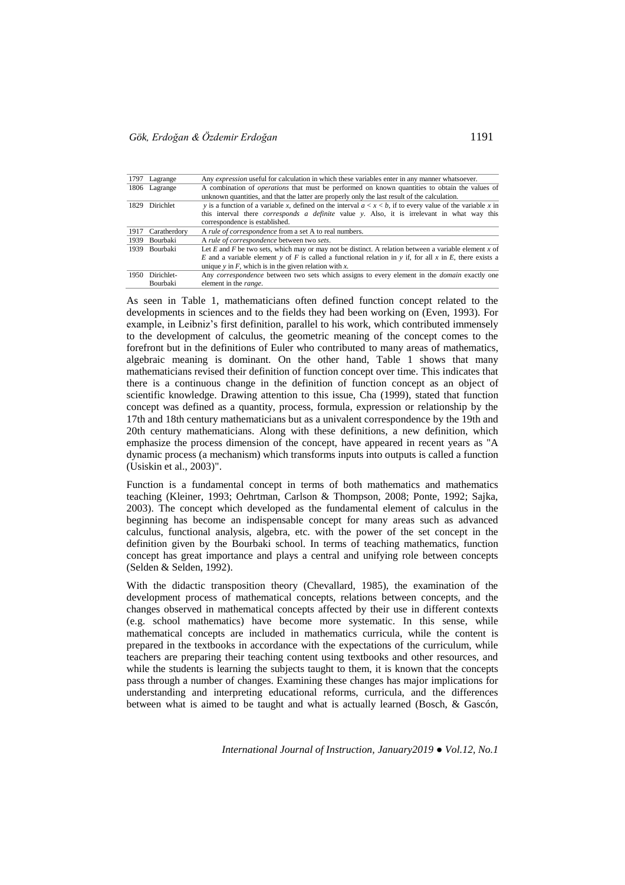| | | |
|---|---|---|
| 1797 | Lagrange | Any *expression* useful for calculation in which these variables enter in any manner whatsoever. |
| 1806 | Lagrange | A combination of *operations* that must be performed on known quantities to obtain the values of unknown quantities, and that the latter are properly only the last result of the calculation. |
| 1829 | Dirichlet | $y$ is a function of a variable $x$, defined on the interval $a < x < b$, if to every value of the variable $x$ in this interval there *corresponds a definite* value $y$. Also, it is irrelevant in what way this correspondence is established. |
| 1917 | Caratherdory | A *rule of correspondence* from a set A to real numbers. |
| 1939 | Bourbaki | A *rule of correspondence* between two *sets*. |
| 1939 | Bourbaki | Let $E$ and $F$ be two sets, which may or may not be distinct. A relation between a variable element $x$ of $E$ and a variable element $y$ of $F$ is called a functional relation in $y$ if, for all $x$ in $E$, there exists a unique $y$ in $F$, which is in the given relation with $x$. |
| 1950 | Dirichlet-Bourbaki | Any *correspondence* between two sets which assigns to every element in the *domain* exactly one element in the *range*. |

As seen in Table 1, mathematicians often defined function concept related to the developments in sciences and to the fields they had been working on (Even, 1993). For example, in Leibniz's first definition, parallel to his work, which contributed immensely to the development of calculus, the geometric meaning of the concept comes to the forefront but in the definitions of Euler who contributed to many areas of mathematics, algebraic meaning is dominant. On the other hand, Table 1 shows that many mathematicians revised their definition of function concept over time. This indicates that there is a continuous change in the definition of function concept as an object of scientific knowledge. Drawing attention to this issue, Cha (1999), stated that function concept was defined as a quantity, process, formula, expression or relationship by the 17th and 18th century mathematicians but as a univalent correspondence by the 19th and 20th century mathematicians. Along with these definitions, a new definition, which emphasize the process dimension of the concept, have appeared in recent years as "A dynamic process (a mechanism) which transforms inputs into outputs is called a function (Usiskin et al., 2003)".

Function is a fundamental concept in terms of both mathematics and mathematics teaching (Kleiner, 1993; Oehrtman, Carlson & Thompson, 2008; Ponte, 1992; Sajka, 2003). The concept which developed as the fundamental element of calculus in the beginning has become an indispensable concept for many areas such as advanced calculus, functional analysis, algebra, etc. with the power of the set concept in the definition given by the Bourbaki school. In terms of teaching mathematics, function concept has great importance and plays a central and unifying role between concepts (Selden & Selden, 1992).

With the didactic transposition theory (Chevallard, 1985), the examination of the development process of mathematical concepts, relations between concepts, and the changes observed in mathematical concepts affected by their use in different contexts (e.g. school mathematics) have become more systematic. In this sense, while mathematical concepts are included in mathematics curricula, while the content is prepared in the textbooks in accordance with the expectations of the curriculum, while teachers are preparing their teaching content using textbooks and other resources, and while the students is learning the subjects taught to them, it is known that the concepts pass through a number of changes. Examining these changes has major implications for understanding and interpreting educational reforms, curricula, and the differences between what is aimed to be taught and what is actually learned (Bosch, & Gascón,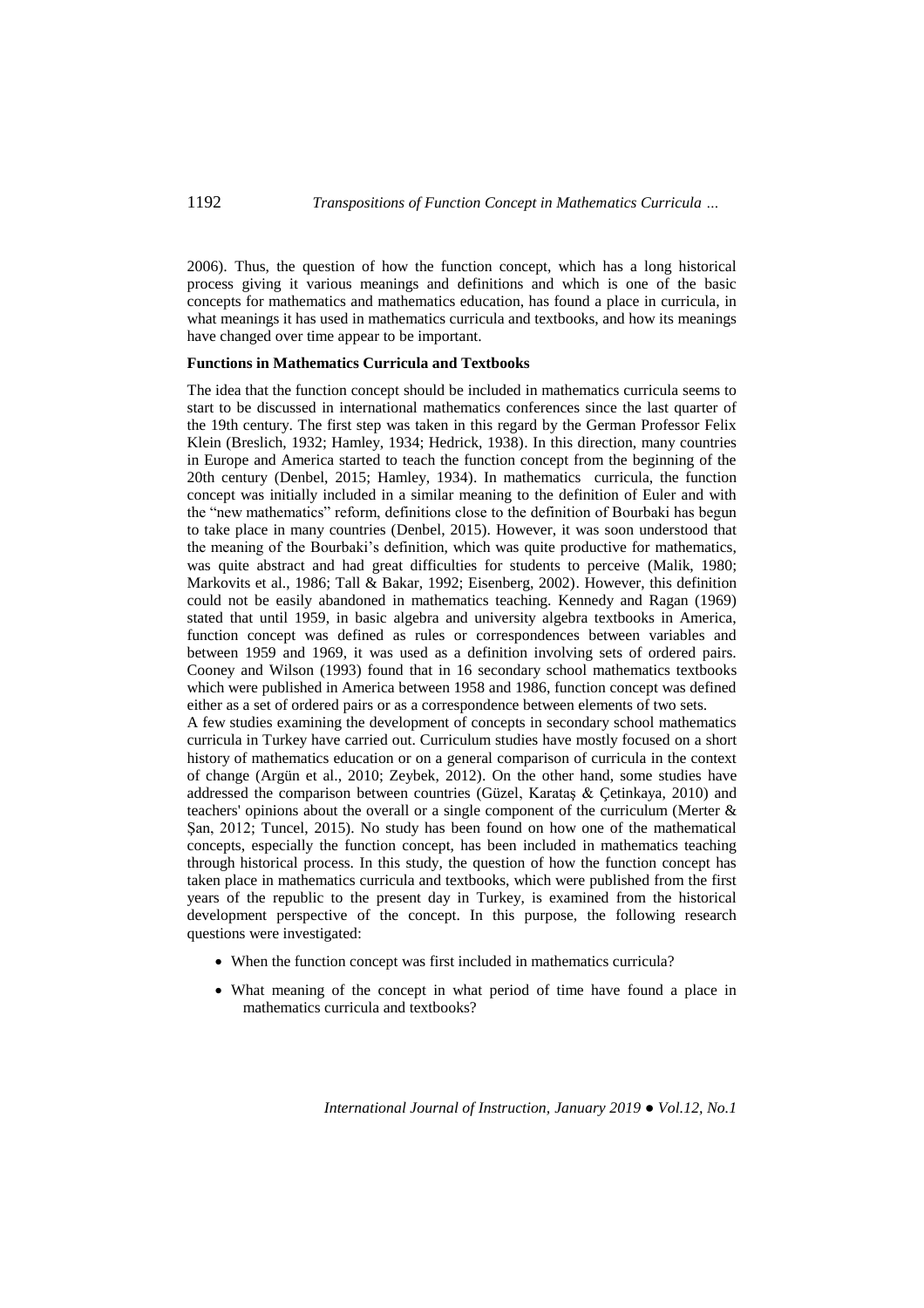2006). Thus, the question of how the function concept, which has a long historical process giving it various meanings and definitions and which is one of the basic concepts for mathematics and mathematics education, has found a place in curricula, in what meanings it has used in mathematics curricula and textbooks, and how its meanings have changed over time appear to be important.

**Functions in Mathematics Curricula and Textbooks**

The idea that the function concept should be included in mathematics curricula seems to start to be discussed in international mathematics conferences since the last quarter of the 19th century. The first step was taken in this regard by the German Professor Felix Klein (Breslich, 1932; Hamley, 1934; Hedrick, 1938). In this direction, many countries in Europe and America started to teach the function concept from the beginning of the 20th century (Denbel, 2015; Hamley, 1934). In mathematics curricula, the function concept was initially included in a similar meaning to the definition of Euler and with the "new mathematics" reform, definitions close to the definition of Bourbaki has begun to take place in many countries (Denbel, 2015). However, it was soon understood that the meaning of the Bourbaki's definition, which was quite productive for mathematics, was quite abstract and had great difficulties for students to perceive (Malik, 1980; Markovits et al., 1986; Tall & Bakar, 1992; Eisenberg, 2002). However, this definition could not be easily abandoned in mathematics teaching. Kennedy and Ragan (1969) stated that until 1959, in basic algebra and university algebra textbooks in America, function concept was defined as rules or correspondences between variables and between 1959 and 1969, it was used as a definition involving sets of ordered pairs. Cooney and Wilson (1993) found that in 16 secondary school mathematics textbooks which were published in America between 1958 and 1986, function concept was defined either as a set of ordered pairs or as a correspondence between elements of two sets.

A few studies examining the development of concepts in secondary school mathematics curricula in Turkey have carried out. Curriculum studies have mostly focused on a short history of mathematics education or on a general comparison of curricula in the context of change (Argün et al., 2010; Zeybek, 2012). On the other hand, some studies have addressed the comparison between countries (Güzel, Karataş & Çetinkaya, 2010) and teachers' opinions about the overall or a single component of the curriculum (Merter & Şan, 2012; Tuncel, 2015). No study has been found on how one of the mathematical concepts, especially the function concept, has been included in mathematics teaching through historical process. In this study, the question of how the function concept has taken place in mathematics curricula and textbooks, which were published from the first years of the republic to the present day in Turkey, is examined from the historical development perspective of the concept. In this purpose, the following research questions were investigated:

- When the function concept was first included in mathematics curricula?
- What meaning of the concept in what period of time have found a place in mathematics curricula and textbooks?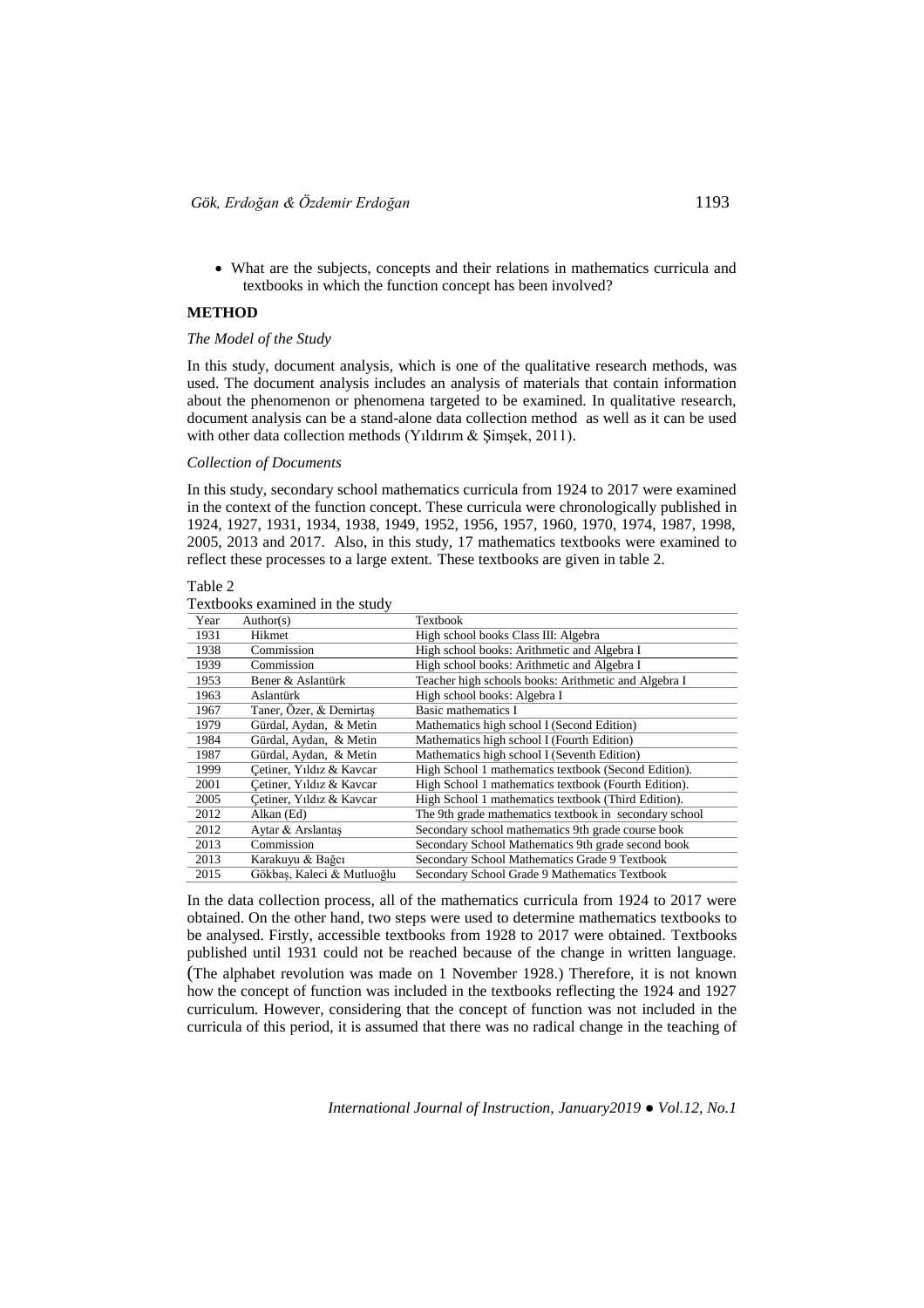- What are the subjects, concepts and their relations in mathematics curricula and textbooks in which the function concept has been involved?

## METHOD

### *The Model of the Study*

In this study, document analysis, which is one of the qualitative research methods, was used. The document analysis includes an analysis of materials that contain information about the phenomenon or phenomena targeted to be examined. In qualitative research, document analysis can be a stand-alone data collection method as well as it can be used with other data collection methods (Yıldırım & Şimşek, 2011).

### *Collection of Documents*

In this study, secondary school mathematics curricula from 1924 to 2017 were examined in the context of the function concept. These curricula were chronologically published in 1924, 1927, 1931, 1934, 1938, 1949, 1952, 1956, 1957, 1960, 1970, 1974, 1987, 1998, 2005, 2013 and 2017. Also, in this study, 17 mathematics textbooks were examined to reflect these processes to a large extent. These textbooks are given in table 2.

Table 2
Textbooks examined in the study

| Year | Author(s) | Textbook |
|---|---|---|
| 1931 | Hikmet | High school books Class III: Algebra |
| 1938 | Commission | High school books: Arithmetic and Algebra I |
| 1939 | Commission | High school books: Arithmetic and Algebra I |
| 1953 | Bener & Aslantürk | Teacher high schools books: Arithmetic and Algebra I |
| 1963 | Aslantürk | High school books: Algebra I |
| 1967 | Taner, Özer, & Demirtaş | Basic mathematics I |
| 1979 | Gürdal, Aydan, & Metin | Mathematics high school I (Second Edition) |
| 1984 | Gürdal, Aydan, & Metin | Mathematics high school I (Fourth Edition) |
| 1987 | Gürdal, Aydan, & Metin | Mathematics high school I (Seventh Edition) |
| 1999 | Çetiner, Yıldız & Kavcar | High School 1 mathematics textbook (Second Edition). |
| 2001 | Çetiner, Yıldız & Kavcar | High School 1 mathematics textbook (Fourth Edition). |
| 2005 | Çetiner, Yıldız & Kavcar | High School 1 mathematics textbook (Third Edition). |
| 2012 | Alkan (Ed) | The 9th grade mathematics textbook in secondary school |
| 2012 | Aytar & Arslantaş | Secondary school mathematics 9th grade course book |
| 2013 | Commission | Secondary School Mathematics 9th grade second book |
| 2013 | Karakuyu & Bağcı | Secondary School Mathematics Grade 9 Textbook |
| 2015 | Gökbaş, Kaleci & Mutluoğlu | Secondary School Grade 9 Mathematics Textbook |

In the data collection process, all of the mathematics curricula from 1924 to 2017 were obtained. On the other hand, two steps were used to determine mathematics textbooks to be analysed. Firstly, accessible textbooks from 1928 to 2017 were obtained. Textbooks published until 1931 could not be reached because of the change in written language. (The alphabet revolution was made on 1 November 1928.) Therefore, it is not known how the concept of function was included in the textbooks reflecting the 1924 and 1927 curriculum. However, considering that the concept of function was not included in the curricula of this period, it is assumed that there was no radical change in the teaching of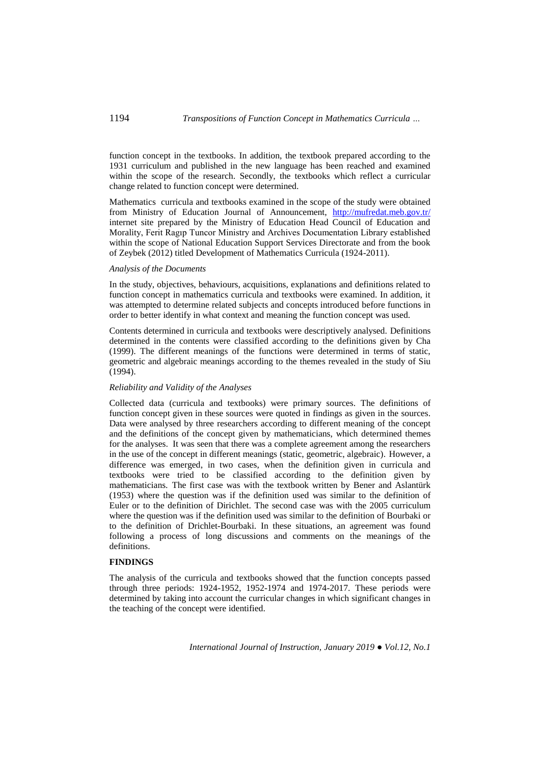function concept in the textbooks. In addition, the textbook prepared according to the 1931 curriculum and published in the new language has been reached and examined within the scope of the research. Secondly, the textbooks which reflect a curricular change related to function concept were determined.

Mathematics curricula and textbooks examined in the scope of the study were obtained from Ministry of Education Journal of Announcement, http://mufredat.meb.gov.tr/ internet site prepared by the Ministry of Education Head Council of Education and Morality, Ferit Ragıp Tuncor Ministry and Archives Documentation Library established within the scope of National Education Support Services Directorate and from the book of Zeybek (2012) titled Development of Mathematics Curricula (1924-2011).

*Analysis of the Documents*

In the study, objectives, behaviours, acquisitions, explanations and definitions related to function concept in mathematics curricula and textbooks were examined. In addition, it was attempted to determine related subjects and concepts introduced before functions in order to better identify in what context and meaning the function concept was used.

Contents determined in curricula and textbooks were descriptively analysed. Definitions determined in the contents were classified according to the definitions given by Cha (1999). The different meanings of the functions were determined in terms of static, geometric and algebraic meanings according to the themes revealed in the study of Siu (1994).

*Reliability and Validity of the Analyses*

Collected data (curricula and textbooks) were primary sources. The definitions of function concept given in these sources were quoted in findings as given in the sources. Data were analysed by three researchers according to different meaning of the concept and the definitions of the concept given by mathematicians, which determined themes for the analyses. It was seen that there was a complete agreement among the researchers in the use of the concept in different meanings (static, geometric, algebraic). However, a difference was emerged, in two cases, when the definition given in curricula and textbooks were tried to be classified according to the definition given by mathematicians. The first case was with the textbook written by Bener and Aslantürk (1953) where the question was if the definition used was similar to the definition of Euler or to the definition of Dirichlet. The second case was with the 2005 curriculum where the question was if the definition used was similar to the definition of Bourbaki or to the definition of Drichlet-Bourbaki. In these situations, an agreement was found following a process of long discussions and comments on the meanings of the definitions.

## FINDINGS

The analysis of the curricula and textbooks showed that the function concepts passed through three periods: 1924-1952, 1952-1974 and 1974-2017. These periods were determined by taking into account the curricular changes in which significant changes in the teaching of the concept were identified.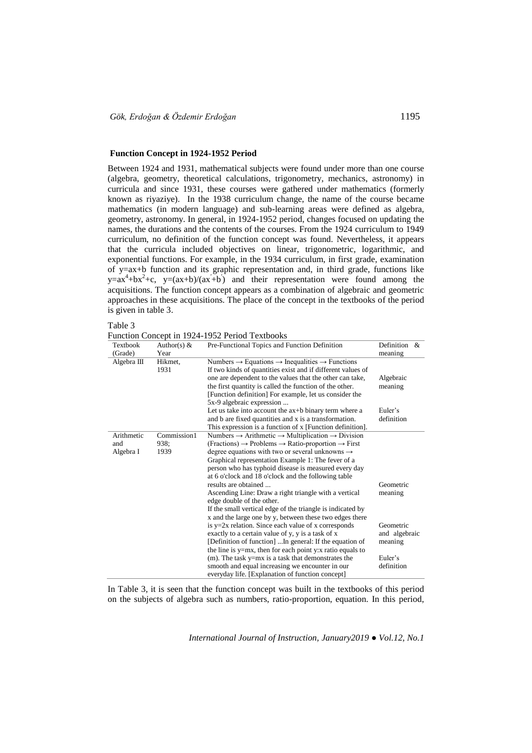**Function Concept in 1924-1952 Period**

Between 1924 and 1931, mathematical subjects were found under more than one course (algebra, geometry, theoretical calculations, trigonometry, mechanics, astronomy) in curricula and since 1931, these courses were gathered under mathematics (formerly known as riyaziye). In the 1938 curriculum change, the name of the course became mathematics (in modern language) and sub-learning areas were defined as algebra, geometry, astronomy. In general, in 1924-1952 period, changes focused on updating the names, the durations and the contents of the courses. From the 1924 curriculum to 1949 curriculum, no definition of the function concept was found. Nevertheless, it appears that the curricula included objectives on linear, trigonometric, logarithmic, and exponential functions. For example, in the 1934 curriculum, in first grade, examination of y=ax+b function and its graphic representation and, in third grade, functions like $y=ax^4+bx^2+c$, $y=(ax+b)/(a'x+b')$ and their representation were found among the acquisitions. The function concept appears as a combination of algebraic and geometric approaches in these acquisitions. The place of the concept in the textbooks of the period is given in table 3.

Table 3
Function Concept in 1924-1952 Period Textbooks

| Textbook (Grade) | Author(s) & Year | Pre-Functional Topics and Function Definition | Definition & meaning |
|---|---|---|---|
| Algebra III | Hikmet, 1931 | Numbers → Equations → Inequalities → Functions<br>If two kinds of quantities exist and if different values of one are dependent to the values that the other can take, the first quantity is called the function of the other. [Function definition] For example, let us consider the 5x-9 algebraic expression ... | Algebraic meaning |
| | | Let us take into account the ax+b binary term where a and b are fixed quantities and x is a transformation. This expression is a function of x [Function definition]. | Euler's definition |
| Arithmetic and Algebra I | Commission1 938; 1939 | Numbers → Arithmetic → Multiplication → Division (Fractions) → Problems → Ratio-proportion → First degree equations with two or several unknowns → Graphical representation Example 1: The fever of a person who has typhoid disease is measured every day at 6 o'clock and 18 o'clock and the following table results are obtained ... | Geometric meaning |
| | | Ascending Line: Draw a right triangle with a vertical edge double of the other.<br>If the small vertical edge of the triangle is indicated by x and the large one by y, between these two edges there is y=2x relation. Since each value of x corresponds exactly to a certain value of y, y is a task of x [Definition of function] ...In general: If the equation of the line is y=mx, then for each point y:x ratio equals to (m). | Geometric and algebraic meaning |
| | | The task y=mx is a task that demonstrates the smooth and equal increasing we encounter in our everyday life. [Explanation of function concept] | Euler's definition |

In Table 3, it is seen that the function concept was built in the textbooks of this period on the subjects of algebra such as numbers, ratio-proportion, equation. In this period,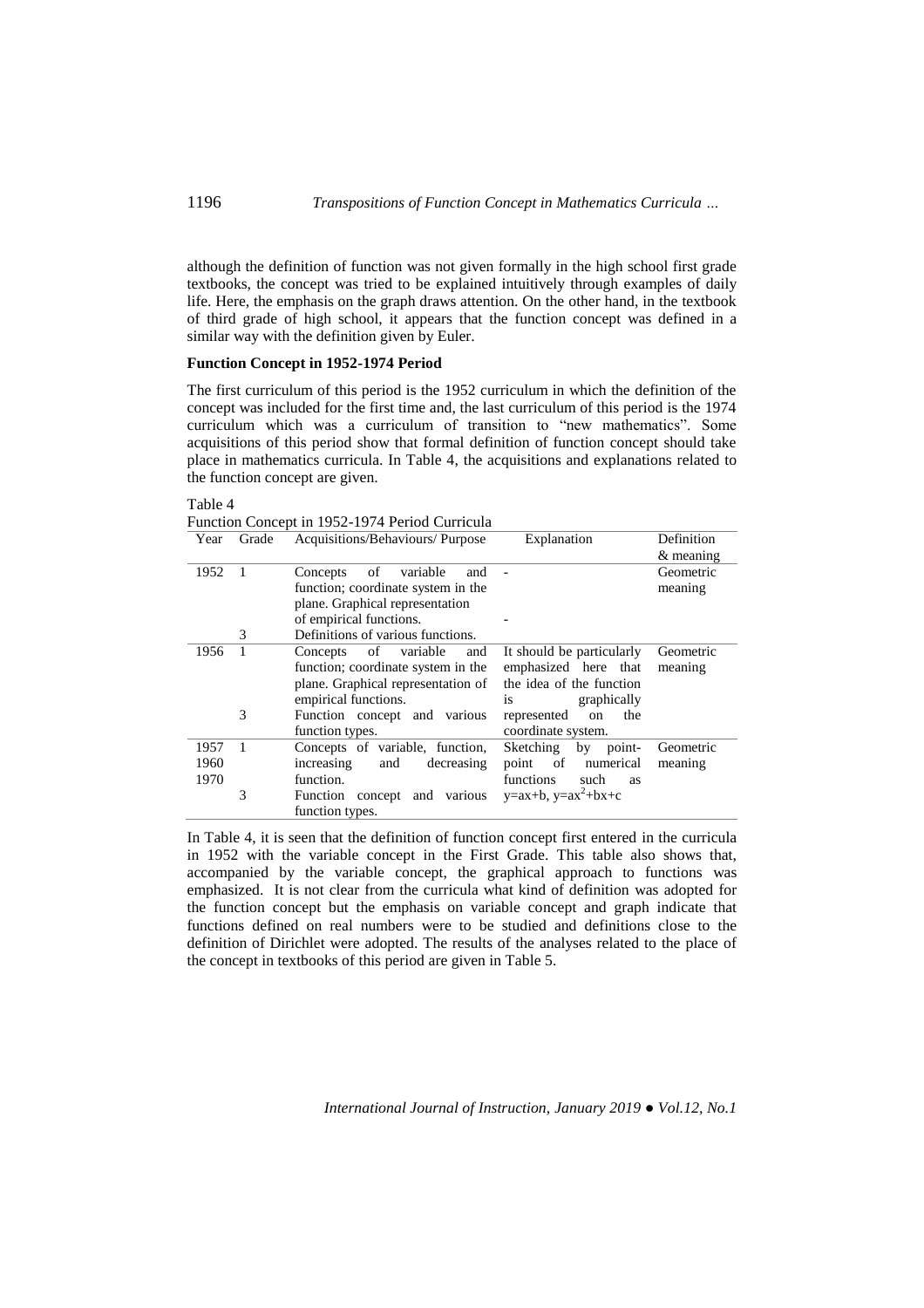although the definition of function was not given formally in the high school first grade textbooks, the concept was tried to be explained intuitively through examples of daily life. Here, the emphasis on the graph draws attention. On the other hand, in the textbook of third grade of high school, it appears that the function concept was defined in a similar way with the definition given by Euler.

### Function Concept in 1952-1974 Period

The first curriculum of this period is the 1952 curriculum in which the definition of the concept was included for the first time and, the last curriculum of this period is the 1974 curriculum which was a curriculum of transition to "new mathematics". Some acquisitions of this period show that formal definition of function concept should take place in mathematics curricula. In Table 4, the acquisitions and explanations related to the function concept are given.

Table 4
Function Concept in 1952-1974 Period Curricula

| Year | Grade | Acquisitions/Behaviours/ Purpose | Explanation | Definition & meaning |
|---|---|---|---|---|
| 1952 | 1 | Concepts of variable and function; coordinate system in the plane. Graphical representation of empirical functions. | - | Geometric meaning |
| | 3 | Definitions of various functions. | - | |
| 1956 | 1 | Concepts of variable and function; coordinate system in the plane. Graphical representation of empirical functions. | It should be particularly emphasized here that the idea of the function is graphically represented on the coordinate system. | Geometric meaning |
| | 3 | Function concept and various function types. | | |
| 1957<br>1960<br>1970 | 1 | Concepts of variable, function, increasing and decreasing function. | Sketching by point-point of numerical functions such as $y=ax+b$, $y=ax^2+bx+c$ | Geometric meaning |
| | 3 | Function concept and various function types. | | |

In Table 4, it is seen that the definition of function concept first entered in the curricula in 1952 with the variable concept in the First Grade. This table also shows that, accompanied by the variable concept, the graphical approach to functions was emphasized. It is not clear from the curricula what kind of definition was adopted for the function concept but the emphasis on variable concept and graph indicate that functions defined on real numbers were to be studied and definitions close to the definition of Dirichlet were adopted. The results of the analyses related to the place of the concept in textbooks of this period are given in Table 5.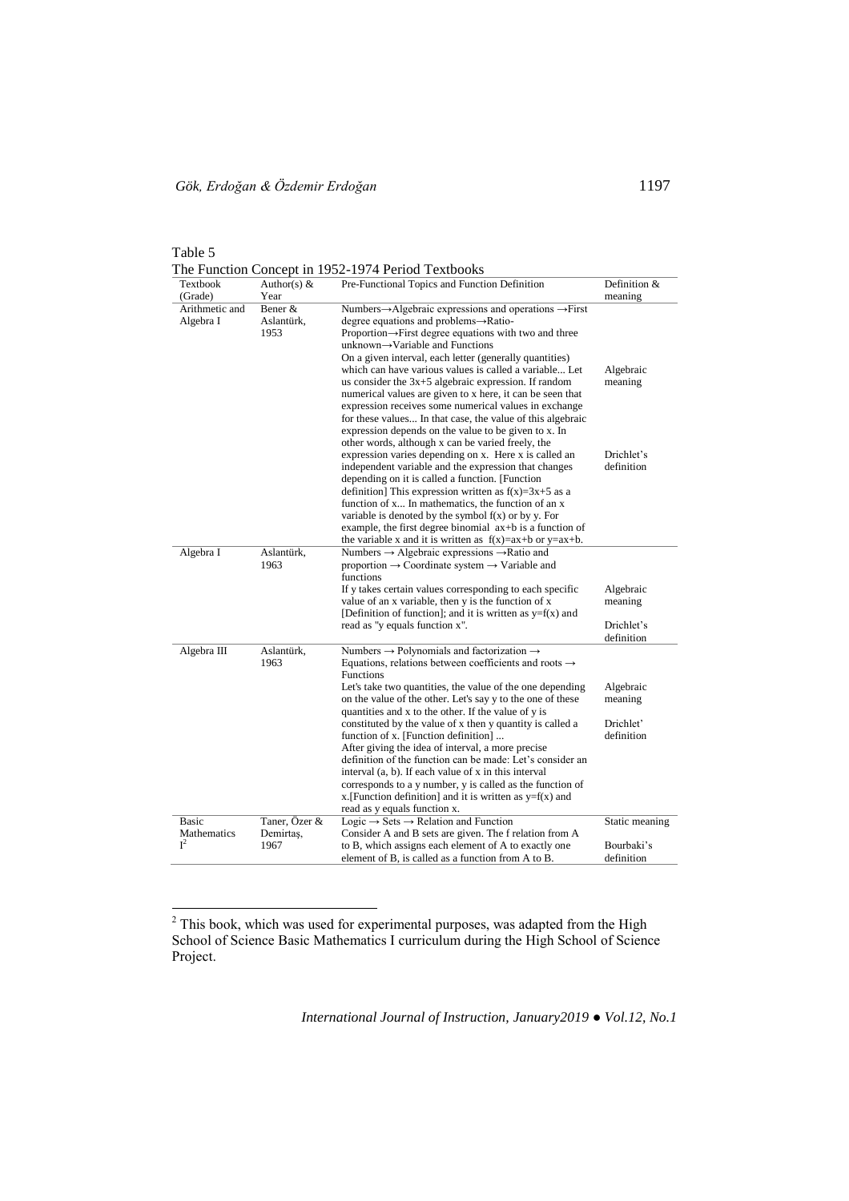Table 5

The Function Concept in 1952-1974 Period Textbooks

| Textbook (Grade) | Author(s) & Year | Pre-Functional Topics and Function Definition | Definition & meaning |
|---|---|---|---|
| Arithmetic and Algebra I | Bener & Aslantürk, 1953 | Numbers→Algebraic expressions and operations →First degree equations and problems→Ratio-Proportion→First degree equations with two and three unknown→Variable and Functions<br>On a given interval, each letter (generally quantities) which can have various values is called a variable... Let us consider the 3x+5 algebraic expression. If random numerical values are given to x here, it can be seen that expression receives some numerical values in exchange for these values... In that case, the value of this algebraic expression depends on the value to be given to x. In other words, although x can be varied freely, the expression varies depending on x. Here x is called an independent variable and the expression that changes depending on it is called a function. [Function definition] This expression written as $f(x)=3x+5$ as a function of x... In mathematics, the function of an x variable is denoted by the symbol f(x) or by y. For example, the first degree binomial ax+b is a function of the variable x and it is written as $f(x)=ax+b$ or $y=ax+b$. | Algebraic meaning<br><br>Drichlet's definition |
| Algebra I | Aslantürk, 1963 | Numbers → Algebraic expressions →Ratio and proportion → Coordinate system → Variable and functions<br>If y takes certain values corresponding to each specific value of an x variable, then y is the function of x [Definition of function]; and it is written as $y=f(x)$ and read as "y equals function x". | Algebraic meaning<br><br>Drichlet's definition |
| Algebra III | Aslantürk, 1963 | Numbers → Polynomials and factorization → Equations, relations between coefficients and roots → Functions<br>Let's take two quantities, the value of the one depending on the value of the other. Let's say y to the one of these quantities and x to the other. If the value of y is constituted by the value of x then y quantity is called a function of x. [Function definition] ...<br>After giving the idea of interval, a more precise definition of the function can be made: Let's consider an interval (a, b). If each value of x in this interval corresponds to a y number, y is called as the function of x.[Function definition] and it is written as $y=f(x)$ and read as y equals function x. | Algebraic meaning<br><br>Drichlet' definition |
| Basic Mathematics I[2] | Taner, Özer & Demirtaş, 1967 | Logic → Sets → Relation and Function<br>Consider A and B sets are given. The f relation from A to B, which assigns each element of A to exactly one element of B, is called as a function from A to B. | Static meaning<br><br>Bourbaki's definition |

[2] This book, which was used for experimental purposes, was adapted from the High School of Science Basic Mathematics I curriculum during the High School of Science Project.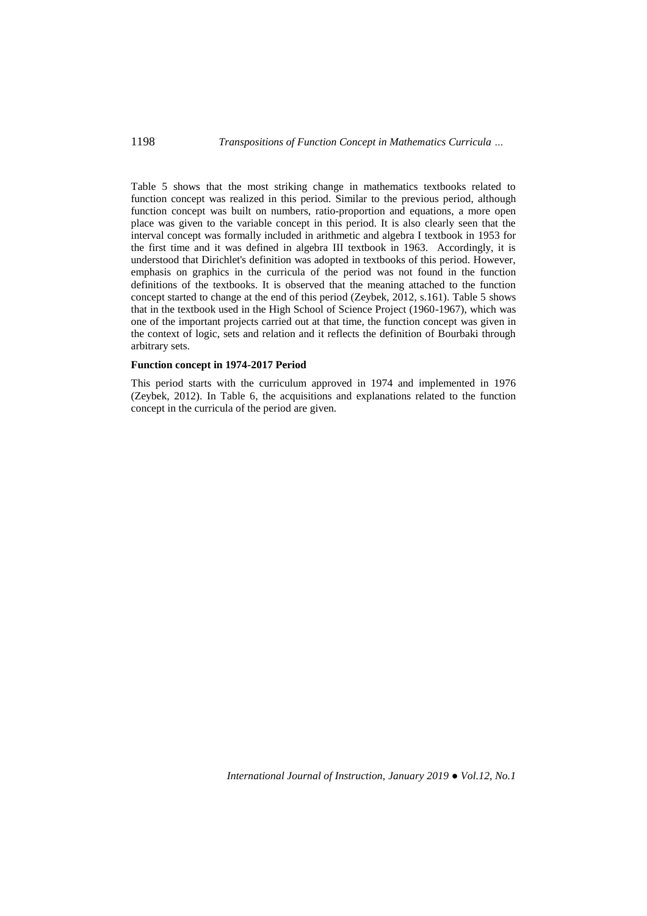Table 5 shows that the most striking change in mathematics textbooks related to function concept was realized in this period. Similar to the previous period, although function concept was built on numbers, ratio-proportion and equations, a more open place was given to the variable concept in this period. It is also clearly seen that the interval concept was formally included in arithmetic and algebra I textbook in 1953 for the first time and it was defined in algebra III textbook in 1963. Accordingly, it is understood that Dirichlet's definition was adopted in textbooks of this period. However, emphasis on graphics in the curricula of the period was not found in the function definitions of the textbooks. It is observed that the meaning attached to the function concept started to change at the end of this period (Zeybek, 2012, s.161). Table 5 shows that in the textbook used in the High School of Science Project (1960-1967), which was one of the important projects carried out at that time, the function concept was given in the context of logic, sets and relation and it reflects the definition of Bourbaki through arbitrary sets.

**Function concept in 1974-2017 Period**

This period starts with the curriculum approved in 1974 and implemented in 1976 (Zeybek, 2012). In Table 6, the acquisitions and explanations related to the function concept in the curricula of the period are given.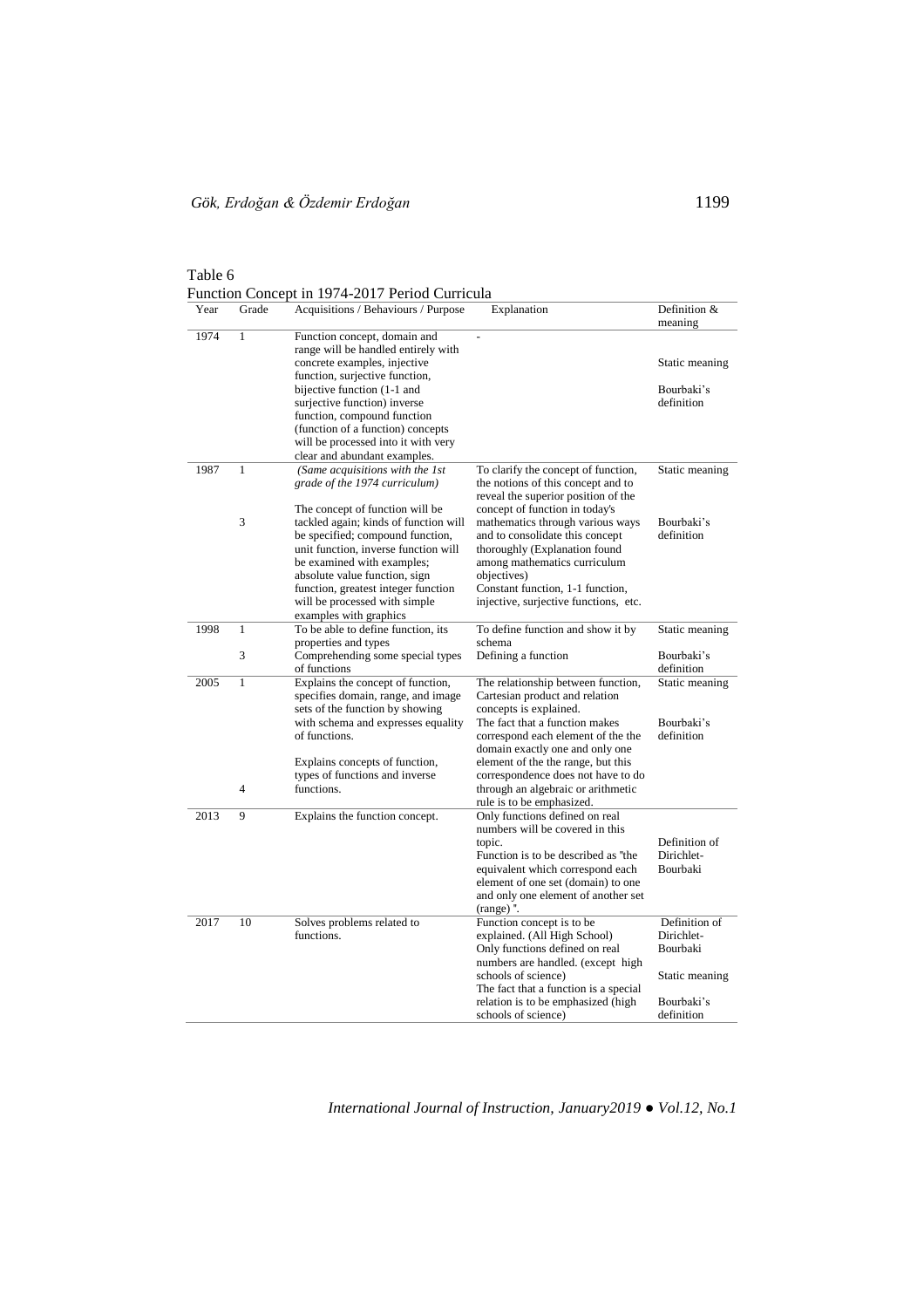Table 6

Function Concept in 1974-2017 Period Curricula

| Year | Grade | Acquisitions / Behaviours / Purpose | Explanation | Definition & meaning |
|---|---|---|---|---|
| 1974 | 1 | Function concept, domain and range will be handled entirely with concrete examples, injective function, surjective function, bijective function (1-1 and surjective function) inverse function, compound function (function of a function) concepts will be processed into it with very clear and abundant examples. | - | Static meaning<br><br>Bourbaki's definition |
| 1987 | 1<br><br>3 | *(Same acquisitions with the 1st grade of the 1974 curriculum)*<br><br>The concept of function will be tackled again; kinds of function will be specified; compound function, unit function, inverse function will be examined with examples; absolute value function, sign function, greatest integer function will be processed with simple examples with graphics | To clarify the concept of function, the notions of this concept and to reveal the superior position of the concept of function in today's mathematics through various ways and to consolidate this concept thoroughly (Explanation found among mathematics curriculum objectives)<br>Constant function, 1-1 function, injective, surjective functions, etc. | Static meaning<br><br>Bourbaki's definition |
| 1998 | 1<br><br>3 | To be able to define function, its properties and types<br>Comprehending some special types of functions | To define function and show it by schema<br>Defining a function | Static meaning<br><br>Bourbaki's definition |
| 2005 | 1<br><br>4 | Explains the concept of function, specifies domain, range, and image sets of the function by showing with schema and expresses equality of functions.<br><br>Explains concepts of function, types of functions and inverse functions. | The relationship between function, Cartesian product and relation concepts is explained.<br>The fact that a function makes correspond each element of the the domain exactly one and only one element of the the range, but this correspondence does not have to do through an algebraic or arithmetic rule is to be emphasized. | Static meaning<br><br>Bourbaki's definition |
| 2013 | 9 | Explains the function concept. | Only functions defined on real numbers will be covered in this topic.<br>Function is to be described as "the equivalent which correspond each element of one set (domain) to one and only one element of another set (range) ". | Definition of Dirichlet-Bourbaki |
| 2017 | 10 | Solves problems related to functions. | Function concept is to be explained. (All High School)<br>Only functions defined on real numbers are handled. (except high schools of science)<br>The fact that a function is a special relation is to be emphasized (high schools of science) | Definition of Dirichlet-Bourbaki<br><br>Static meaning<br><br>Bourbaki's definition |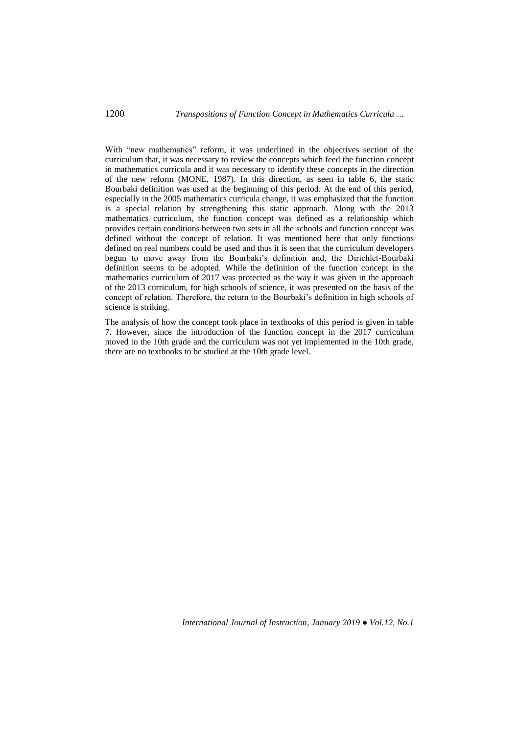With "new mathematics" reform, it was underlined in the objectives section of the curriculum that, it was necessary to review the concepts which feed the function concept in mathematics curricula and it was necessary to identify these concepts in the direction of the new reform (MONE, 1987). In this direction, as seen in table 6, the static Bourbaki definition was used at the beginning of this period. At the end of this period, especially in the 2005 mathematics curricula change, it was emphasized that the function is a special relation by strengthening this static approach. Along with the 2013 mathematics curriculum, the function concept was defined as a relationship which provides certain conditions between two sets in all the schools and function concept was defined without the concept of relation. It was mentioned here that only functions defined on real numbers could be used and thus it is seen that the curriculum developers begun to move away from the Bourbaki's definition and, the Dirichlet-Bourbaki definition seems to be adopted. While the definition of the function concept in the mathematics curriculum of 2017 was protected as the way it was given in the approach of the 2013 curriculum, for high schools of science, it was presented on the basis of the concept of relation. Therefore, the return to the Bourbaki's definition in high schools of science is striking.

The analysis of how the concept took place in textbooks of this period is given in table 7. However, since the introduction of the function concept in the 2017 curriculum moved to the 10th grade and the curriculum was not yet implemented in the 10th grade, there are no textbooks to be studied at the 10th grade level.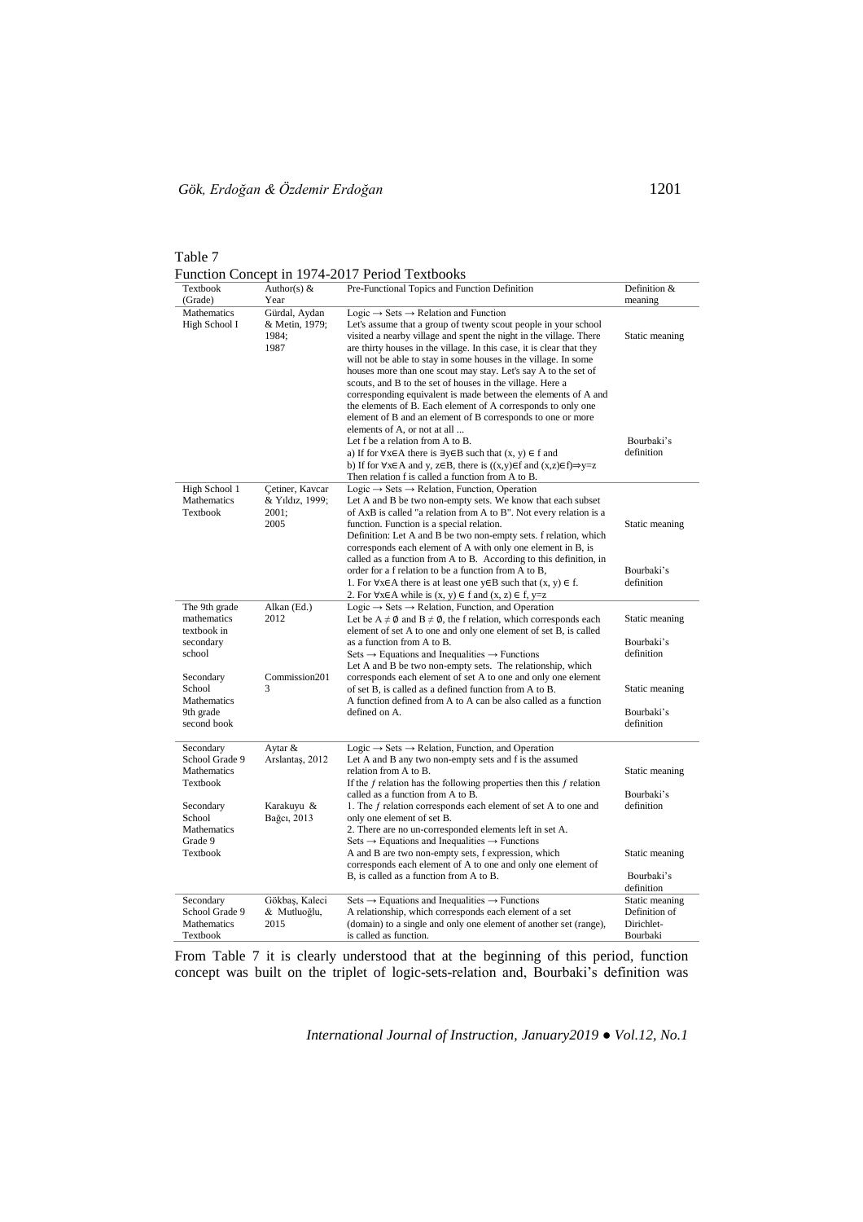Table 7

Function Concept in 1974-2017 Period Textbooks

| Textbook (Grade) | Author(s) & Year | Pre-Functional Topics and Function Definition | Definition & meaning |
|---|---|---|---|
| Mathematics High School I | Gürdal, Aydan & Metin, 1979; 1984; 1987 | Logic → Sets → Relation and Function<br>Let's assume that a group of twenty scout people in your school visited a nearby village and spent the night in the village. There are thirty houses in the village. In this case, it is clear that they will not be able to stay in some houses in the village. In some houses more than one scout may stay. Let's say A to the set of scouts, and B to the set of houses in the village. Here a corresponding equivalent is made between the elements of A and the elements of B. Each element of A corresponds to only one element of B and an element of B corresponds to one or more elements of A, or not at all ...<br>Let f be a relation from A to B.<br>a) If for $\forall x \in A$ there is $\exists y \in B$ such that $(x, y) \in f$ and<br>b) If for $\forall x \in A$ and y, $z \in B$, there is $((x,y) \in f$ and $(x,z) \in f) \Rightarrow y=z$<br>Then relation f is called a function from A to B. | Static meaning<br><br>Bourbaki's definition |
| High School 1 Mathematics Textbook | Çetiner, Kavcar & Yıldız, 1999; 2001; 2005 | Logic → Sets → Relation, Function, Operation<br>Let A and B be two non-empty sets. We know that each subset of AxB is called "a relation from A to B". Not every relation is a function. Function is a special relation.<br>Definition: Let A and B be two non-empty sets. f relation, which corresponds each element of A with only one element in B, is called as a function from A to B. According to this definition, in order for a f relation to be a function from A to B,<br>1. For $\forall x \in A$ there is at least one $y \in B$ such that $(x, y) \in f$.<br>2. For $\forall x \in A$ while is $(x, y) \in f$ and $(x, z) \in f$, y=z | Static meaning<br><br>Bourbaki's definition |
| The 9th grade mathematics textbook in secondary school | Alkan (Ed.) 2012 | Logic → Sets → Relation, Function, and Operation<br>Let be $A \neq \emptyset$ and $B \neq \emptyset$, the f relation, which corresponds each element of set A to one and only one element of set B, is called as a function from A to B. | Static meaning<br><br>Bourbaki's definition |
| Secondary School Mathematics 9th grade second book | Commission2013 | Sets → Equations and Inequalities → Functions<br>Let A and B be two non-empty sets. The relationship, which corresponds each element of set A to one and only one element of set B, is called as a defined function from A to B.<br>A function defined from A to A can be also called as a function defined on A. | Static meaning<br><br>Bourbaki's definition |
| Secondary School Grade 9 Mathematics Textbook | Aytar & Arslantaş, 2012 | Logic → Sets → Relation, Function, and Operation<br>Let A and B any two non-empty sets and f is the assumed relation from A to B.<br>If the *f* relation has the following properties then this *f* relation called as a function from A to B.<br>1. The *f* relation corresponds each element of set A to one and only one element of set B.<br>2. There are no un-corresponded elements left in set A. | Static meaning<br><br>Bourbaki's definition |
| Secondary School Mathematics Grade 9 Textbook | Karakuyu & Bağcı, 2013 | Sets → Equations and Inequalities → Functions<br>A and B are two non-empty sets, f expression, which corresponds each element of A to one and only one element of B, is called as a function from A to B. | Static meaning<br><br>Bourbaki's definition |
| Secondary School Grade 9 Mathematics Textbook | Gökbaş, Kaleci & Mutluoğlu, 2015 | Sets → Equations and Inequalities → Functions<br>A relationship, which corresponds each element of a set (domain) to a single and only one element of another set (range), is called as function. | Static meaning<br>Definition of Dirichlet-Bourbaki |

From Table 7 it is clearly understood that at the beginning of this period, function concept was built on the triplet of logic-sets-relation and, Bourbaki's definition was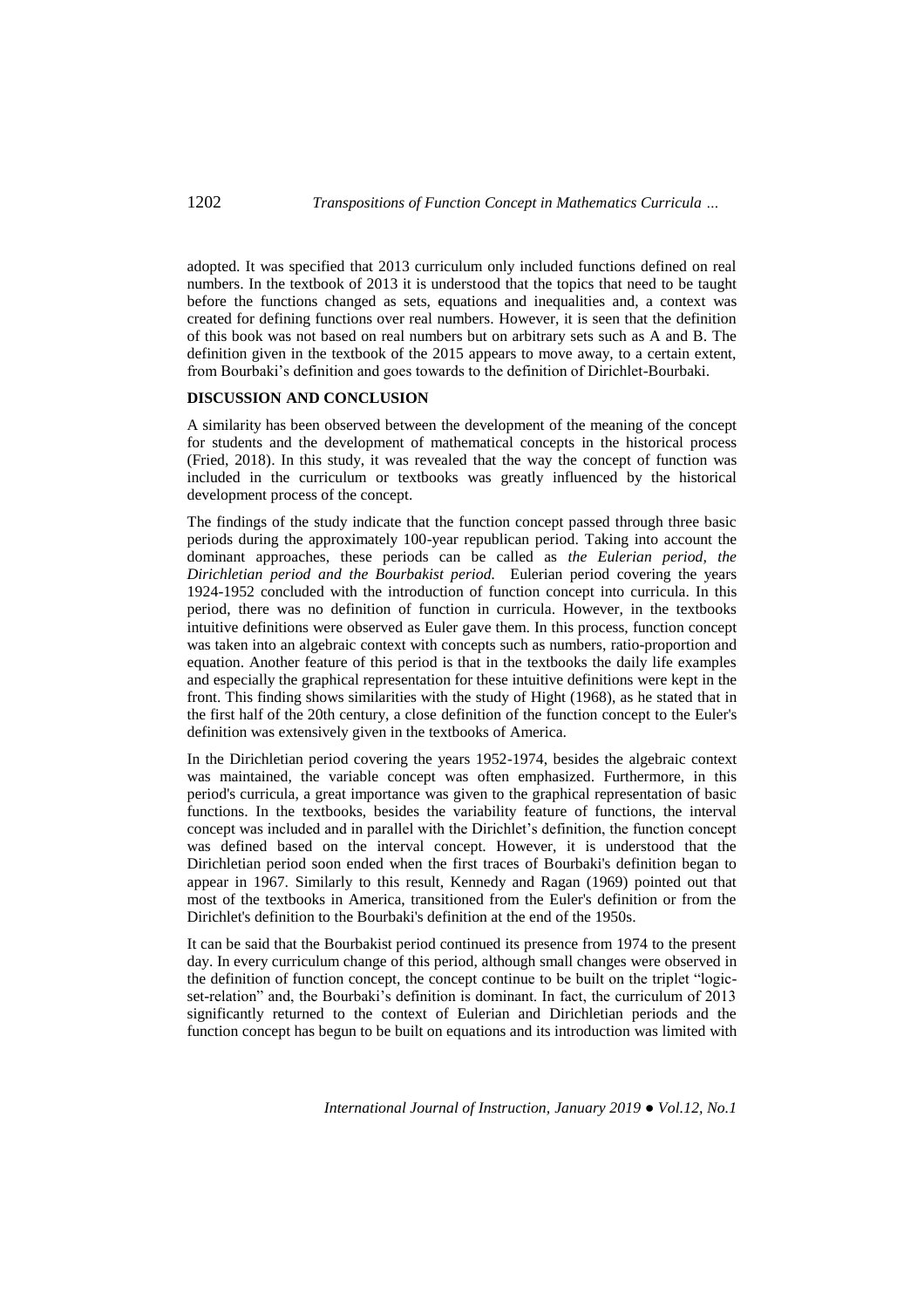adopted. It was specified that 2013 curriculum only included functions defined on real numbers. In the textbook of 2013 it is understood that the topics that need to be taught before the functions changed as sets, equations and inequalities and, a context was created for defining functions over real numbers. However, it is seen that the definition of this book was not based on real numbers but on arbitrary sets such as A and B. The definition given in the textbook of the 2015 appears to move away, to a certain extent, from Bourbaki's definition and goes towards to the definition of Dirichlet-Bourbaki.

## DISCUSSION AND CONCLUSION

A similarity has been observed between the development of the meaning of the concept for students and the development of mathematical concepts in the historical process (Fried, 2018). In this study, it was revealed that the way the concept of function was included in the curriculum or textbooks was greatly influenced by the historical development process of the concept.

The findings of the study indicate that the function concept passed through three basic periods during the approximately 100-year republican period. Taking into account the dominant approaches, these periods can be called as *the Eulerian period, the Dirichletian period and the Bourbakist period.* Eulerian period covering the years 1924-1952 concluded with the introduction of function concept into curricula. In this period, there was no definition of function in curricula. However, in the textbooks intuitive definitions were observed as Euler gave them. In this process, function concept was taken into an algebraic context with concepts such as numbers, ratio-proportion and equation. Another feature of this period is that in the textbooks the daily life examples and especially the graphical representation for these intuitive definitions were kept in the front. This finding shows similarities with the study of Hight (1968), as he stated that in the first half of the 20th century, a close definition of the function concept to the Euler's definition was extensively given in the textbooks of America.

In the Dirichletian period covering the years 1952-1974, besides the algebraic context was maintained, the variable concept was often emphasized. Furthermore, in this period's curricula, a great importance was given to the graphical representation of basic functions. In the textbooks, besides the variability feature of functions, the interval concept was included and in parallel with the Dirichlet's definition, the function concept was defined based on the interval concept. However, it is understood that the Dirichletian period soon ended when the first traces of Bourbaki's definition began to appear in 1967. Similarly to this result, Kennedy and Ragan (1969) pointed out that most of the textbooks in America, transitioned from the Euler's definition or from the Dirichlet's definition to the Bourbaki's definition at the end of the 1950s.

It can be said that the Bourbakist period continued its presence from 1974 to the present day. In every curriculum change of this period, although small changes were observed in the definition of function concept, the concept continue to be built on the triplet "logic-set-relation" and, the Bourbaki's definition is dominant. In fact, the curriculum of 2013 significantly returned to the context of Eulerian and Dirichletian periods and the function concept has begun to be built on equations and its introduction was limited with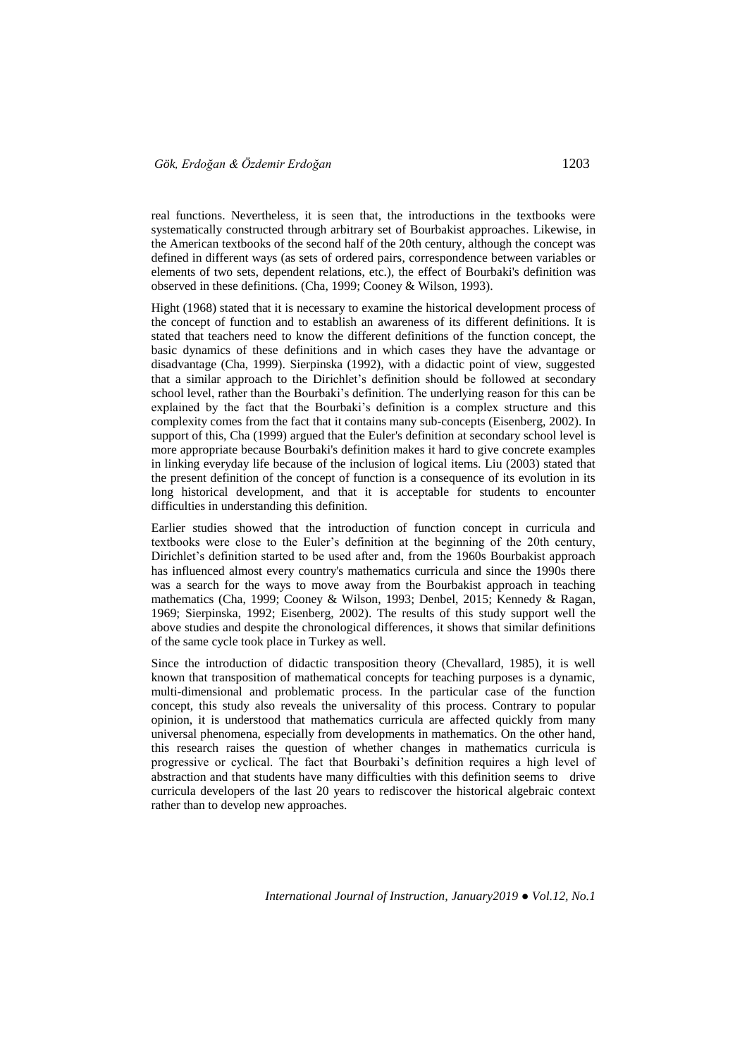real functions. Nevertheless, it is seen that, the introductions in the textbooks were systematically constructed through arbitrary set of Bourbakist approaches. Likewise, in the American textbooks of the second half of the 20th century, although the concept was defined in different ways (as sets of ordered pairs, correspondence between variables or elements of two sets, dependent relations, etc.), the effect of Bourbaki's definition was observed in these definitions. (Cha, 1999; Cooney & Wilson, 1993).

Hight (1968) stated that it is necessary to examine the historical development process of the concept of function and to establish an awareness of its different definitions. It is stated that teachers need to know the different definitions of the function concept, the basic dynamics of these definitions and in which cases they have the advantage or disadvantage (Cha, 1999). Sierpinska (1992), with a didactic point of view, suggested that a similar approach to the Dirichlet's definition should be followed at secondary school level, rather than the Bourbaki's definition. The underlying reason for this can be explained by the fact that the Bourbaki's definition is a complex structure and this complexity comes from the fact that it contains many sub-concepts (Eisenberg, 2002). In support of this, Cha (1999) argued that the Euler's definition at secondary school level is more appropriate because Bourbaki's definition makes it hard to give concrete examples in linking everyday life because of the inclusion of logical items. Liu (2003) stated that the present definition of the concept of function is a consequence of its evolution in its long historical development, and that it is acceptable for students to encounter difficulties in understanding this definition.

Earlier studies showed that the introduction of function concept in curricula and textbooks were close to the Euler's definition at the beginning of the 20th century, Dirichlet's definition started to be used after and, from the 1960s Bourbakist approach has influenced almost every country's mathematics curricula and since the 1990s there was a search for the ways to move away from the Bourbakist approach in teaching mathematics (Cha, 1999; Cooney & Wilson, 1993; Denbel, 2015; Kennedy & Ragan, 1969; Sierpinska, 1992; Eisenberg, 2002). The results of this study support well the above studies and despite the chronological differences, it shows that similar definitions of the same cycle took place in Turkey as well.

Since the introduction of didactic transposition theory (Chevallard, 1985), it is well known that transposition of mathematical concepts for teaching purposes is a dynamic, multi-dimensional and problematic process. In the particular case of the function concept, this study also reveals the universality of this process. Contrary to popular opinion, it is understood that mathematics curricula are affected quickly from many universal phenomena, especially from developments in mathematics. On the other hand, this research raises the question of whether changes in mathematics curricula is progressive or cyclical. The fact that Bourbaki's definition requires a high level of abstraction and that students have many difficulties with this definition seems to drive curricula developers of the last 20 years to rediscover the historical algebraic context rather than to develop new approaches.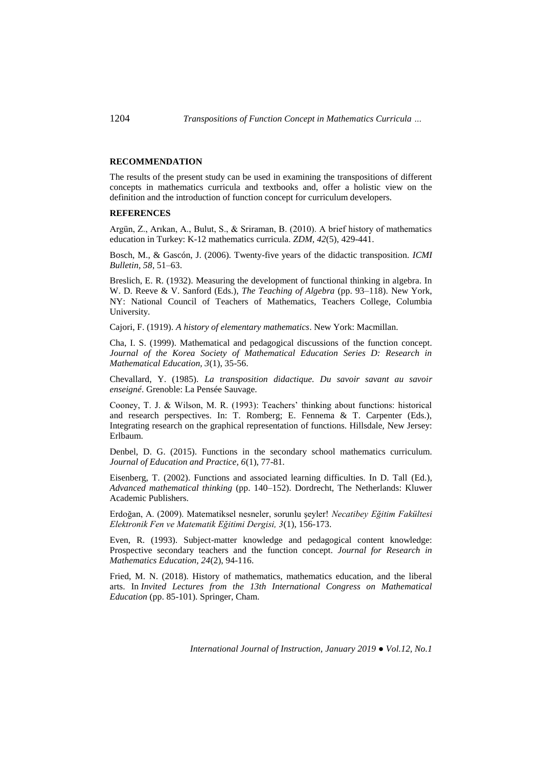## RECOMMENDATION

The results of the present study can be used in examining the transpositions of different concepts in mathematics curricula and textbooks and, offer a holistic view on the definition and the introduction of function concept for curriculum developers.

## REFERENCES

Argün, Z., Arıkan, A., Bulut, S., & Sriraman, B. (2010). A brief history of mathematics education in Turkey: K-12 mathematics curricula. *ZDM, 42*(5), 429-441.

Bosch, M., & Gascón, J. (2006). Twenty-five years of the didactic transposition. *ICMI Bulletin, 58*, 51–63.

Breslich, E. R. (1932). Measuring the development of functional thinking in algebra. In W. D. Reeve & V. Sanford (Eds.), *The Teaching of Algebra* (pp. 93–118). New York, NY: National Council of Teachers of Mathematics, Teachers College, Columbia University.

Cajori, F. (1919). *A history of elementary mathematics*. New York: Macmillan.

Cha, I. S. (1999). Mathematical and pedagogical discussions of the function concept. *Journal of the Korea Society of Mathematical Education Series D: Research in Mathematical Education, 3*(1), 35-56.

Chevallard, Y. (1985). *La transposition didactique. Du savoir savant au savoir enseigné*. Grenoble: La Pensée Sauvage.

Cooney, T. J. & Wilson, M. R. (1993): Teachers' thinking about functions: historical and research perspectives. In: T. Romberg; E. Fennema & T. Carpenter (Eds.), Integrating research on the graphical representation of functions. Hillsdale, New Jersey: Erlbaum.

Denbel, D. G. (2015). Functions in the secondary school mathematics curriculum. *Journal of Education and Practice, 6*(1), 77-81.

Eisenberg, T. (2002). Functions and associated learning difficulties. In D. Tall (Ed.), *Advanced mathematical thinking* (pp. 140–152). Dordrecht, The Netherlands: Kluwer Academic Publishers.

Erdoğan, A. (2009). Matematiksel nesneler, sorunlu şeyler! *Necatibey Eğitim Fakültesi Elektronik Fen ve Matematik Eğitimi Dergisi, 3*(1), 156-173.

Even, R. (1993). Subject-matter knowledge and pedagogical content knowledge: Prospective secondary teachers and the function concept. *Journal for Research in Mathematics Education, 24*(2), 94-116.

Fried, M. N. (2018). History of mathematics, mathematics education, and the liberal arts. In *Invited Lectures from the 13th International Congress on Mathematical Education* (pp. 85-101). Springer, Cham.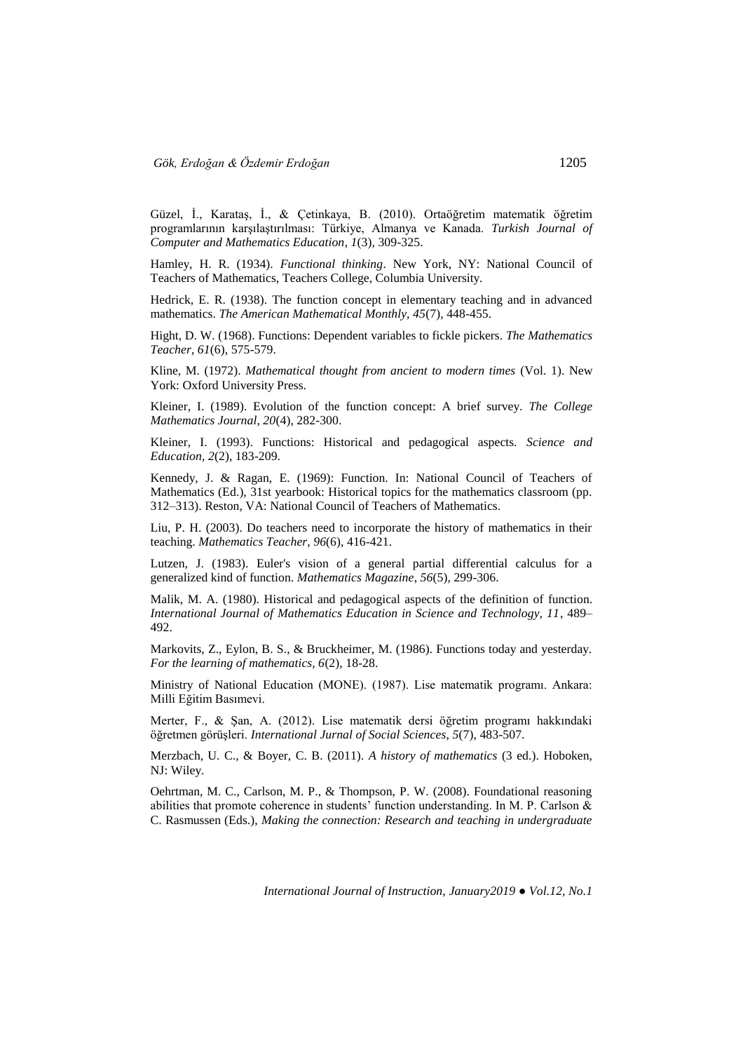Güzel, İ., Karataş, İ., & Çetinkaya, B. (2010). Ortaöğretim matematik öğretim programlarının karşılaştırılması: Türkiye, Almanya ve Kanada. *Turkish Journal of Computer and Mathematics Education*, *1*(3), 309-325.

Hamley, H. R. (1934). *Functional thinking*. New York, NY: National Council of Teachers of Mathematics, Teachers College, Columbia University.

Hedrick, E. R. (1938). The function concept in elementary teaching and in advanced mathematics. *The American Mathematical Monthly, 45*(7), 448-455.

Hight, D. W. (1968). Functions: Dependent variables to fickle pickers. *The Mathematics Teacher*, *61*(6), 575-579.

Kline, M. (1972). *Mathematical thought from ancient to modern times* (Vol. 1). New York: Oxford University Press.

Kleiner, I. (1989). Evolution of the function concept: A brief survey. *The College Mathematics Journal, 20*(4), 282-300.

Kleiner, I. (1993). Functions: Historical and pedagogical aspects. *Science and Education, 2*(2), 183-209.

Kennedy, J. & Ragan, E. (1969): Function. In: National Council of Teachers of Mathematics (Ed.), 31st yearbook: Historical topics for the mathematics classroom (pp. 312–313). Reston, VA: National Council of Teachers of Mathematics.

Liu, P. H. (2003). Do teachers need to incorporate the history of mathematics in their teaching. *Mathematics Teacher*, *96*(6), 416-421.

Lutzen, J. (1983). Euler's vision of a general partial differential calculus for a generalized kind of function. *Mathematics Magazine*, *56*(5), 299-306.

Malik, M. A. (1980). Historical and pedagogical aspects of the definition of function. *International Journal of Mathematics Education in Science and Technology, 11*, 489–492.

Markovits, Z., Eylon, B. S., & Bruckheimer, M. (1986). Functions today and yesterday. *For the learning of mathematics, 6*(2), 18-28.

Ministry of National Education (MONE). (1987). Lise matematik programı. Ankara: Milli Eğitim Basımevi.

Merter, F., & Şan, A. (2012). Lise matematik dersi öğretim programı hakkındaki öğretmen görüşleri. *International Jurnal of Social Sciences, 5*(7), 483-507.

Merzbach, U. C., & Boyer, C. B. (2011). *A history of mathematics* (3 ed.). Hoboken, NJ: Wiley.

Oehrtman, M. C., Carlson, M. P., & Thompson, P. W. (2008). Foundational reasoning abilities that promote coherence in students' function understanding. In M. P. Carlson & C. Rasmussen (Eds.), *Making the connection: Research and teaching in undergraduate*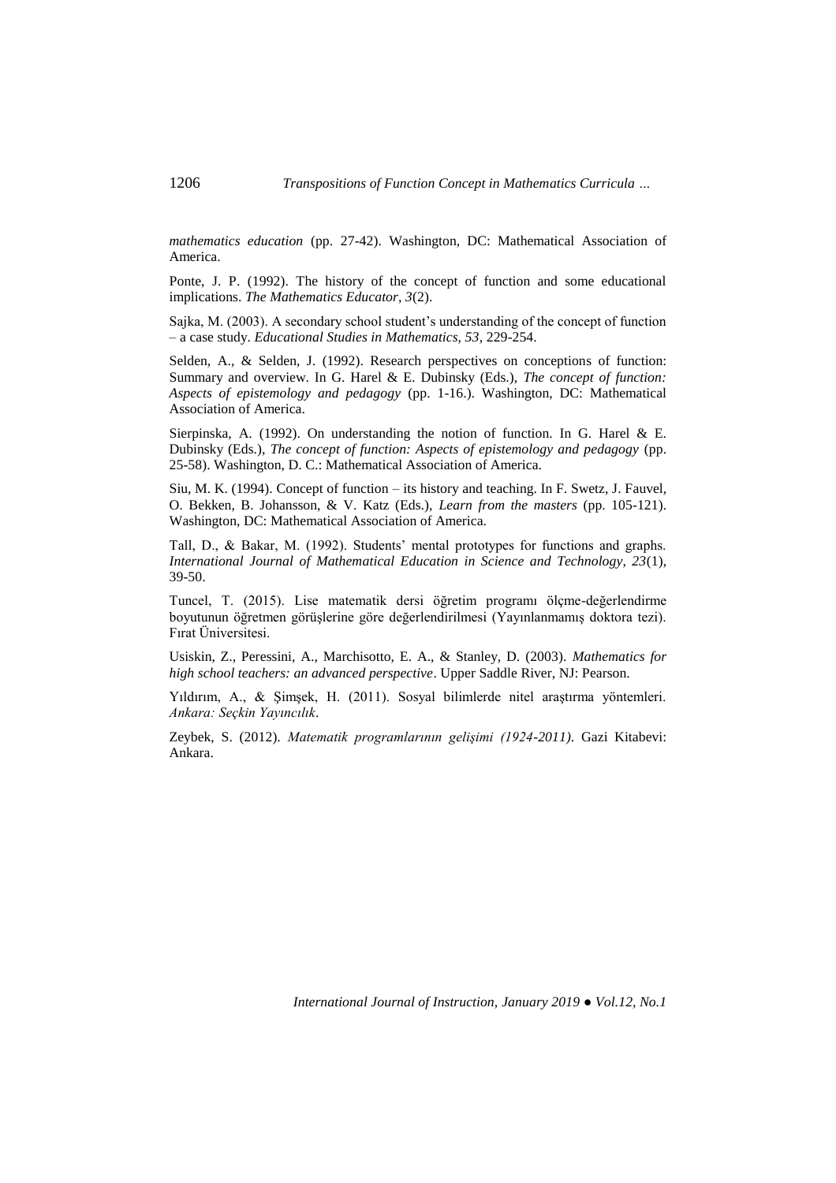*mathematics education* (pp. 27-42). Washington, DC: Mathematical Association of America.

Ponte, J. P. (1992). The history of the concept of function and some educational implications. *The Mathematics Educator*, *3*(2).

Sajka, M. (2003). A secondary school student's understanding of the concept of function – a case study. *Educational Studies in Mathematics*, *53*, 229-254.

Selden, A., & Selden, J. (1992). Research perspectives on conceptions of function: Summary and overview. In G. Harel & E. Dubinsky (Eds.), *The concept of function: Aspects of epistemology and pedagogy* (pp. 1-16.). Washington, DC: Mathematical Association of America.

Sierpinska, A. (1992). On understanding the notion of function. In G. Harel & E. Dubinsky (Eds.), *The concept of function: Aspects of epistemology and pedagogy* (pp. 25-58). Washington, D. C.: Mathematical Association of America.

Siu, M. K. (1994). Concept of function – its history and teaching. In F. Swetz, J. Fauvel, O. Bekken, B. Johansson, & V. Katz (Eds.), *Learn from the masters* (pp. 105-121). Washington, DC: Mathematical Association of America.

Tall, D., & Bakar, M. (1992). Students' mental prototypes for functions and graphs. *International Journal of Mathematical Education in Science and Technology, 23*(1), 39-50.

Tuncel, T. (2015). Lise matematik dersi öğretim programı ölçme-değerlendirme boyutunun öğretmen görüşlerine göre değerlendirilmesi (Yayınlanmamış doktora tezi). Fırat Üniversitesi.

Usiskin, Z., Peressini, A., Marchisotto, E. A., & Stanley, D. (2003). *Mathematics for high school teachers: an advanced perspective*. Upper Saddle River, NJ: Pearson.

Yıldırım, A., & Şimşek, H. (2011). Sosyal bilimlerde nitel araştırma yöntemleri. *Ankara: Seçkin Yayıncılık*.

Zeybek, S. (2012). *Matematik programlarının gelişimi (1924-2011)*. Gazi Kitabevi: Ankara.